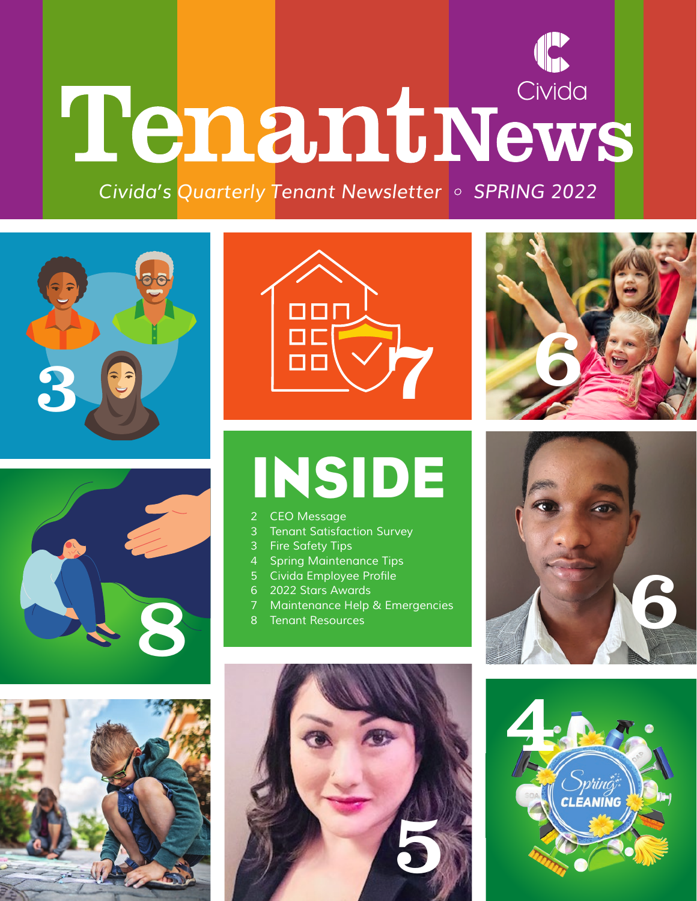Civida

# Tenant News

*Civida's Quarterly Tenant Newsletter ◦ SPRING 2022*

## INSIDE

- 2 CEO Message
- 3 Tenant Satisfaction Survey
- 3 Fire Safety Tips
- 4 Spring Maintenance Tips
- 5 Civida Employee Profile
- 6 2022 Stars Awards
- 7 Maintenance Help & Emergencies
- 8 Tenant Resources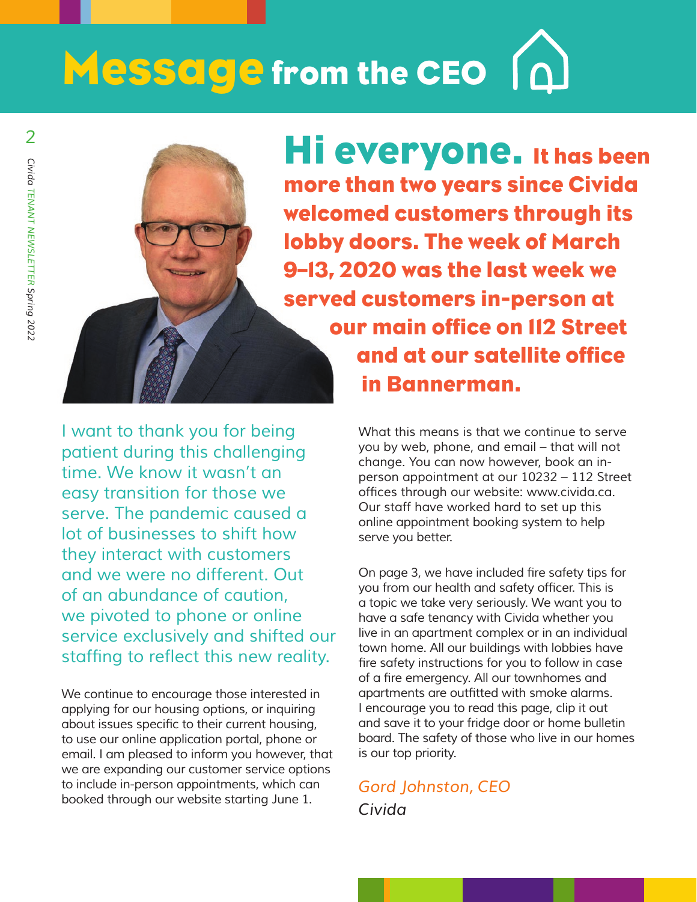# Message from the CEO

**Hi everyone. It has been more than two years since Civida welcomed customers through its lobby doors. The week of March 9–13, 2020 was the last week we served customers in-person at our main office on 112 Street and at our satellite office in Bannerman.**

I want to thank you for being patient during this challenging time. We know it wasn't an easy transition for those we serve. The pandemic caused a lot of businesses to shift how they interact with customers and we were no different. Out of an abundance of caution, we pivoted to phone or online service exclusively and shifted our staffing to reflect this new reality.

We continue to encourage those interested in applying for our housing options, or inquiring about issues specific to their current housing, to use our online application portal, phone or email. I am pleased to inform you however, that we are expanding our customer service options to include in-person appointments, which can booked through our website starting June 1.

What this means is that we continue to serve you by web, phone, and email – that will not change. You can now however, book an in-person appointment at our 10232 – 112 Street offices through our website: www.civida.ca. Our staff have worked hard to set up this online appointment booking system to help serve you better.

On page 3, we have included fire safety tips for you from our health and safety officer. This is a topic we take very seriously. We want you to have a safe tenancy with Civida whether you live in an apartment complex or in an individual town home. All our buildings with lobbies have fire safety instructions for you to follow in case of a fire emergency. All our townhomes and apartments are outfitted with smoke alarms. I encourage you to read this page, clip it out and save it to your fridge door or home bulletin board. The safety of those who live in our homes is our top priority.

*Gord Johnston, CEO*
*Civida*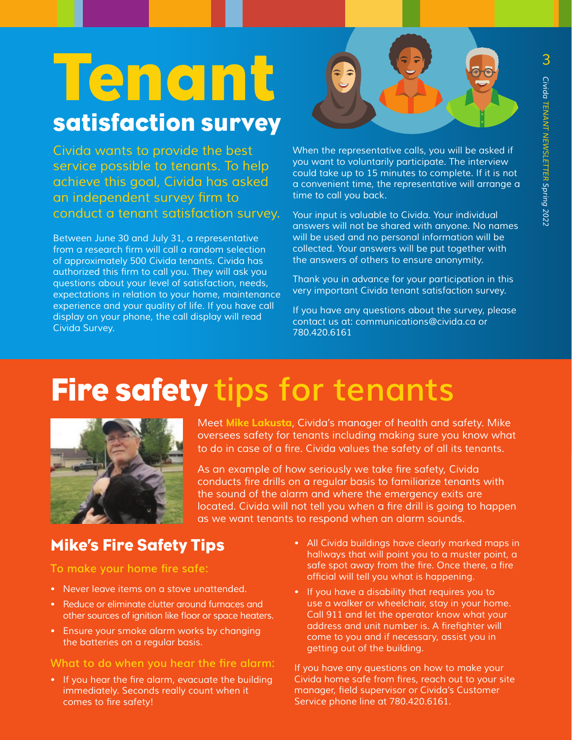# Tenant satisfaction survey

Civida wants to provide the best service possible to tenants. To help achieve this goal, Civida has asked an independent survey firm to conduct a tenant satisfaction survey.

Between June 30 and July 31, a representative from a research firm will call a random selection of approximately 500 Civida tenants. Civida has authorized this firm to call you. They will ask you questions about your level of satisfaction, needs, expectations in relation to your home, maintenance experience and your quality of life. If you have call display on your phone, the call display will read Civida Survey.

When the representative calls, you will be asked if you want to voluntarily participate. The interview could take up to 15 minutes to complete. If it is not a convenient time, the representative will arrange a time to call you back.

Your input is valuable to Civida. Your individual answers will not be shared with anyone. No names will be used and no personal information will be collected. Your answers will be put together with the answers of others to ensure anonymity.

Thank you in advance for your participation in this very important Civida tenant satisfaction survey.

If you have any questions about the survey, please contact us at: communications@civida.ca or 780.420.6161

# Fire safety tips for tenants

Meet **Mike Lakusta**, Civida's manager of health and safety. Mike oversees safety for tenants including making sure you know what to do in case of a fire. Civida values the safety of all its tenants.

As an example of how seriously we take fire safety, Civida conducts fire drills on a regular basis to familiarize tenants with the sound of the alarm and where the emergency exits are located. Civida will not tell you when a fire drill is going to happen as we want tenants to respond when an alarm sounds.

## Mike's Fire Safety Tips

### To make your home fire safe:

- Never leave items on a stove unattended.
- Reduce or eliminate clutter around furnaces and other sources of ignition like floor or space heaters.
- Ensure your smoke alarm works by changing the batteries on a regular basis.

### What to do when you hear the fire alarm:

- If you hear the fire alarm, evacuate the building immediately. Seconds really count when it comes to fire safety!
- All Civida buildings have clearly marked maps in hallways that will point you to a muster point, a safe spot away from the fire. Once there, a fire official will tell you what is happening.
- If you have a disability that requires you to use a walker or wheelchair, stay in your home. Call 911 and let the operator know what your address and unit number is. A firefighter will come to you and if necessary, assist you in getting out of the building.

If you have any questions on how to make your Civida home safe from fires, reach out to your site manager, field supervisor or Civida's Customer Service phone line at 780.420.6161.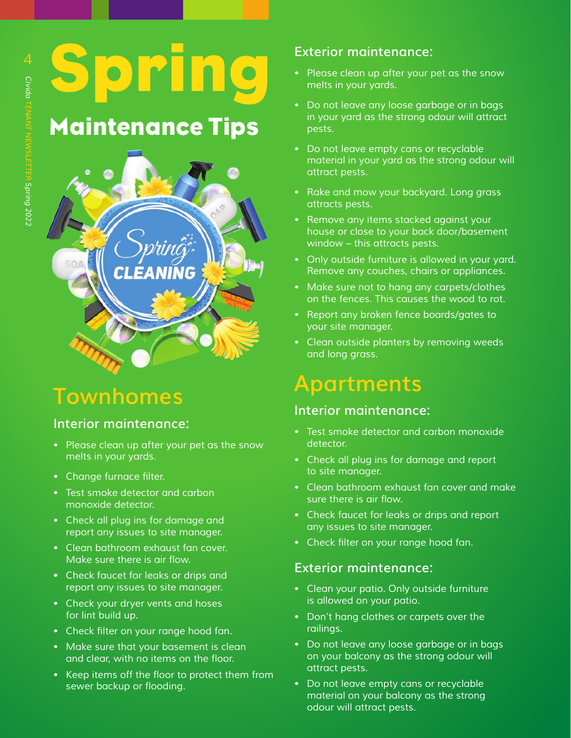# Spring

## Maintenance Tips

## Townhomes

### Interior maintenance:

- Please clean up after your pet as the snow melts in your yards.
- Change furnace filter.
- Test smoke detector and carbon monoxide detector.
- Check all plug ins for damage and report any issues to site manager.
- Clean bathroom exhaust fan cover. Make sure there is air flow.
- Check faucet for leaks or drips and report any issues to site manager.
- Check your dryer vents and hoses for lint build up.
- Check filter on your range hood fan.
- Make sure that your basement is clean and clear, with no items on the floor.
- Keep items off the floor to protect them from sewer backup or flooding.

### Exterior maintenance:

- Please clean up after your pet as the snow melts in your yards.
- Do not leave any loose garbage or in bags in your yard as the strong odour will attract pests.
- Do not leave empty cans or recyclable material in your yard as the strong odour will attract pests.
- Rake and mow your backyard. Long grass attracts pests.
- Remove any items stacked against your house or close to your back door/basement window – this attracts pests.
- Only outside furniture is allowed in your yard. Remove any couches, chairs or appliances.
- Make sure not to hang any carpets/clothes on the fences. This causes the wood to rot.
- Report any broken fence boards/gates to your site manager.
- Clean outside planters by removing weeds and long grass.

## Apartments

### Interior maintenance:

- Test smoke detector and carbon monoxide detector.
- Check all plug ins for damage and report to site manager.
- Clean bathroom exhaust fan cover and make sure there is air flow.
- Check faucet for leaks or drips and report any issues to site manager.
- Check filter on your range hood fan.

### Exterior maintenance:

- Clean your patio. Only outside furniture is allowed on your patio.
- Don't hang clothes or carpets over the railings.
- Do not leave any loose garbage or in bags on your balcony as the strong odour will attract pests.
- Do not leave empty cans or recyclable material on your balcony as the strong odour will attract pests.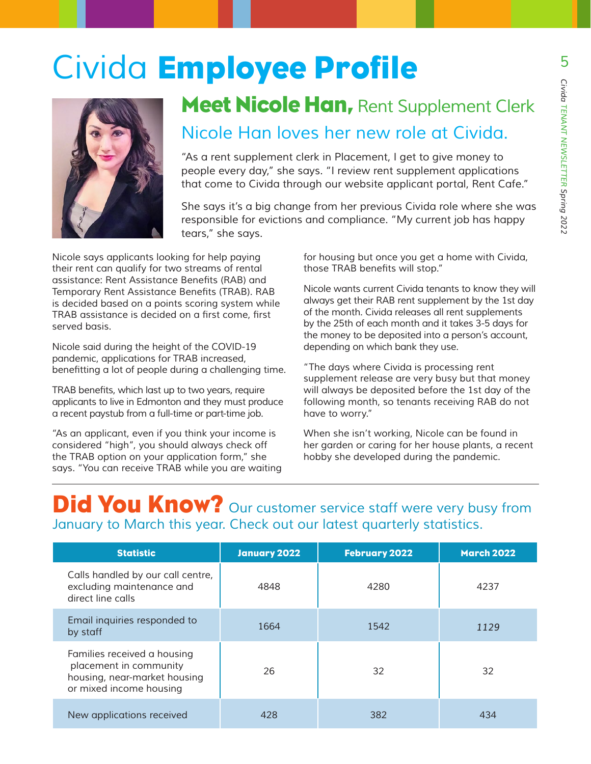# Civida **Employee Profile**

## **Meet Nicole Han,** Rent Supplement Clerk

### Nicole Han loves her new role at Civida.

"As a rent supplement clerk in Placement, I get to give money to people every day," she says. "I review rent supplement applications that come to Civida through our website applicant portal, Rent Cafe."

She says it's a big change from her previous Civida role where she was responsible for evictions and compliance. "My current job has happy tears," she says.

Nicole says applicants looking for help paying their rent can qualify for two streams of rental assistance: Rent Assistance Benefits (RAB) and Temporary Rent Assistance Benefits (TRAB). RAB is decided based on a points scoring system while TRAB assistance is decided on a first come, first served basis.

Nicole said during the height of the COVID-19 pandemic, applications for TRAB increased, benefitting a lot of people during a challenging time.

TRAB benefits, which last up to two years, require applicants to live in Edmonton and they must produce a recent paystub from a full-time or part-time job.

"As an applicant, even if you think your income is considered "high", you should always check off the TRAB option on your application form," she says. "You can receive TRAB while you are waiting for housing but once you get a home with Civida, those TRAB benefits will stop."

Nicole wants current Civida tenants to know they will always get their RAB rent supplement by the 1st day of the month. Civida releases all rent supplements by the 25th of each month and it takes 3-5 days for the money to be deposited into a person's account, depending on which bank they use.

"The days where Civida is processing rent supplement release are very busy but that money will always be deposited before the 1st day of the following month, so tenants receiving RAB do not have to worry."

When she isn't working, Nicole can be found in her garden or caring for her house plants, a recent hobby she developed during the pandemic.

---

## **Did You Know?** Our customer service staff were very busy from January to March this year. Check out our latest quarterly statistics.

| Statistic | January 2022 | February 2022 | March 2022 |
|---|---|---|---|
| Calls handled by our call centre, excluding maintenance and direct line calls | 4848 | 4280 | 4237 |
| Email inquiries responded to by staff | 1664 | 1542 | 1129 |
| Families received a housing placement in community housing, near-market housing or mixed income housing | 26 | 32 | 32 |
| New applications received | 428 | 382 | 434 |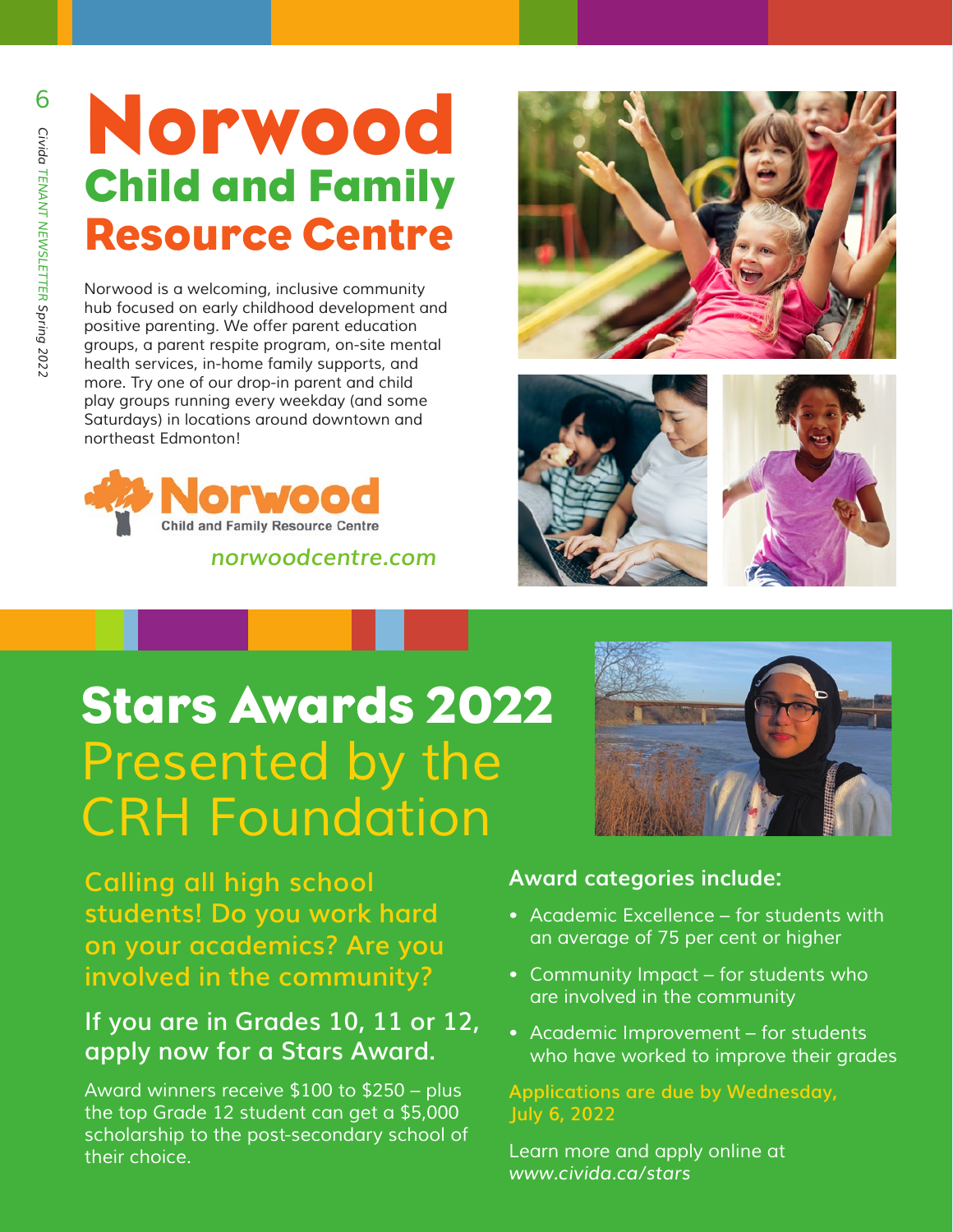# Norwood

## Child and Family Resource Centre

Norwood is a welcoming, inclusive community hub focused on early childhood development and positive parenting. We offer parent education groups, a parent respite program, on-site mental health services, in-home family supports, and more. Try one of our drop-in parent and child play groups running every weekday (and some Saturdays) in locations around downtown and northeast Edmonton!

Norwood Child and Family Resource Centre

*norwoodcentre.com*

# Stars Awards 2022

## Presented by the CRH Foundation

**Calling all high school students! Do you work hard on your academics? Are you involved in the community?**

**If you are in Grades 10, 11 or 12, apply now for a Stars Award.**

Award winners receive $100 to $250 – plus the top Grade 12 student can get a $5,000 scholarship to the post-secondary school of their choice.

**Award categories include:**

- Academic Excellence – for students with an average of 75 per cent or higher
- Community Impact – for students who are involved in the community
- Academic Improvement – for students who have worked to improve their grades

Applications are due by Wednesday, July 6, 2022

Learn more and apply online at *www.civida.ca/stars*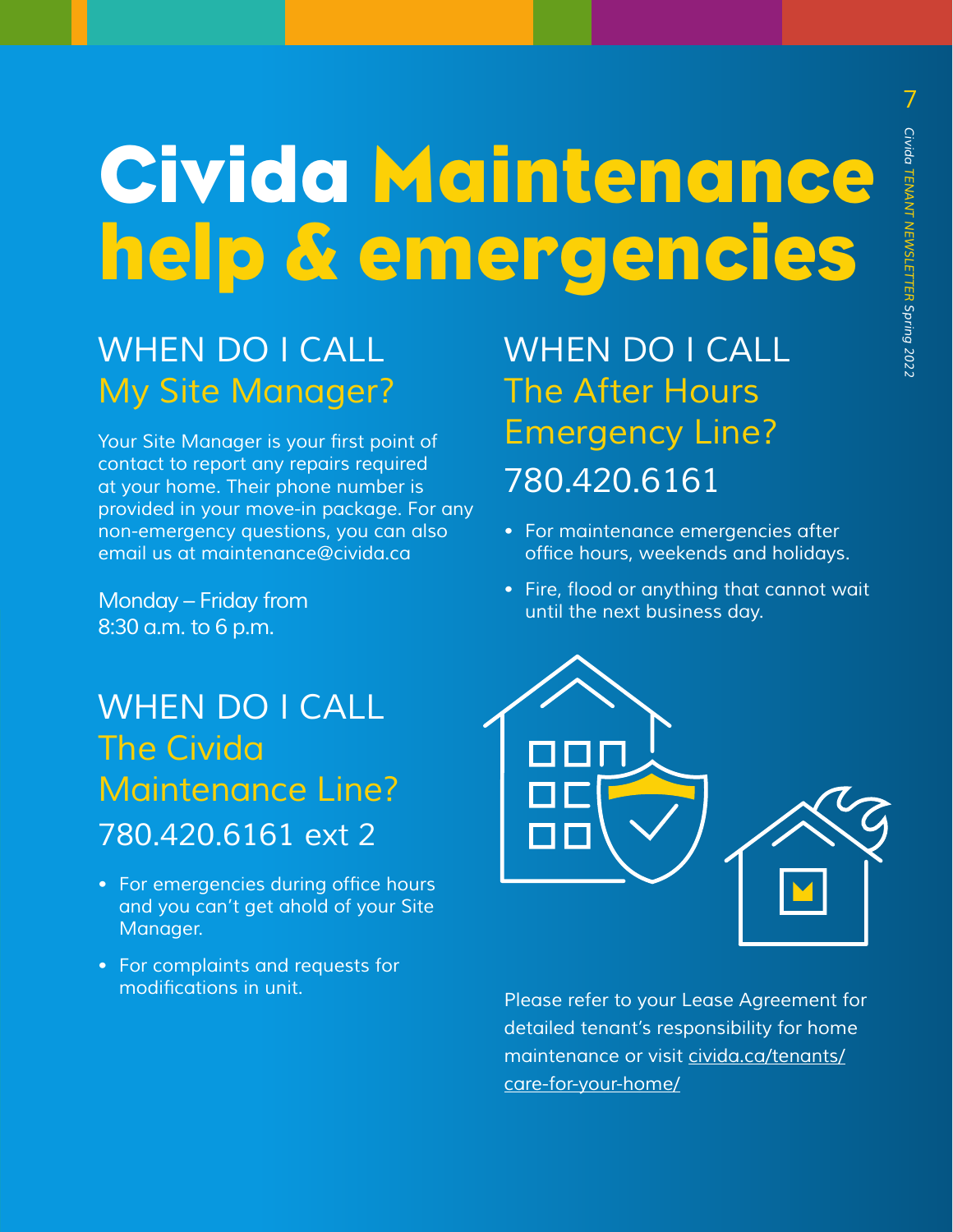# Civida Maintenance help & emergencies

## WHEN DO I CALL My Site Manager?

Your Site Manager is your first point of contact to report any repairs required at your home. Their phone number is provided in your move-in package. For any non-emergency questions, you can also email us at maintenance@civida.ca

Monday – Friday from 8:30 a.m. to 6 p.m.

## WHEN DO I CALL The Civida Maintenance Line?

### 780.420.6161 ext 2

- For emergencies during office hours and you can't get ahold of your Site Manager.
- For complaints and requests for modifications in unit.

## WHEN DO I CALL The After Hours Emergency Line?

### 780.420.6161

- For maintenance emergencies after office hours, weekends and holidays.
- Fire, flood or anything that cannot wait until the next business day.

Please refer to your Lease Agreement for detailed tenant's responsibility for home maintenance or visit civida.ca/tenants/care-for-your-home/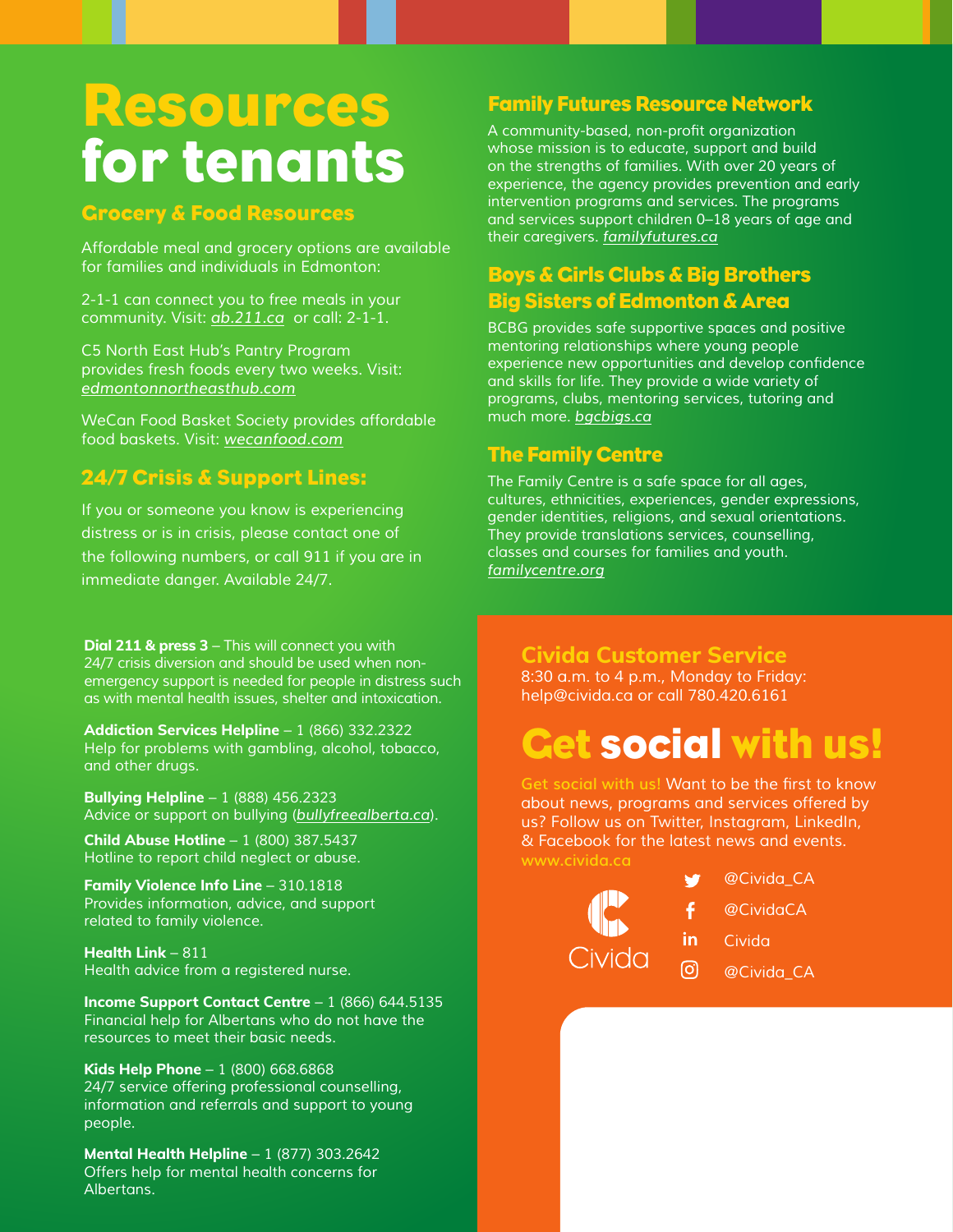# Resources for tenants

## Grocery & Food Resources

Affordable meal and grocery options are available for families and individuals in Edmonton:

2-1-1 can connect you to free meals in your community. Visit: *ab.211.ca* or call: 2-1-1.

C5 North East Hub's Pantry Program provides fresh foods every two weeks. Visit: *edmontonnortheasthub.com*

WeCan Food Basket Society provides affordable food baskets. Visit: *wecanfood.com*

## 24/7 Crisis & Support Lines:

If you or someone you know is experiencing distress or is in crisis, please contact one of the following numbers, or call 911 if you are in immediate danger. Available 24/7.

**Dial 211 & press 3** – This will connect you with 24/7 crisis diversion and should be used when non-emergency support is needed for people in distress such as with mental health issues, shelter and intoxication.

**Addiction Services Helpline** – 1 (866) 332.2322
Help for problems with gambling, alcohol, tobacco, and other drugs.

**Bullying Helpline** – 1 (888) 456.2323
Advice or support on bullying (*bullyfreealberta.ca*).

**Child Abuse Hotline** – 1 (800) 387.5437
Hotline to report child neglect or abuse.

**Family Violence Info Line** – 310.1818
Provides information, advice, and support related to family violence.

**Health Link** – 811
Health advice from a registered nurse.

**Income Support Contact Centre** – 1 (866) 644.5135
Financial help for Albertans who do not have the resources to meet their basic needs.

**Kids Help Phone** – 1 (800) 668.6868
24/7 service offering professional counselling, information and referrals and support to young people.

**Mental Health Helpline** – 1 (877) 303.2642
Offers help for mental health concerns for Albertans.

## Family Futures Resource Network

A community-based, non-profit organization whose mission is to educate, support and build on the strengths of families. With over 20 years of experience, the agency provides prevention and early intervention programs and services. The programs and services support children 0–18 years of age and their caregivers. *familyfutures.ca*

## Boys & Girls Clubs & Big Brothers Big Sisters of Edmonton & Area

BCBG provides safe supportive spaces and positive mentoring relationships where young people experience new opportunities and develop confidence and skills for life. They provide a wide variety of programs, clubs, mentoring services, tutoring and much more. *bgcbigs.ca*

## The Family Centre

The Family Centre is a safe space for all ages, cultures, ethnicities, experiences, gender expressions, gender identities, religions, and sexual orientations. They provide translations services, counselling, classes and courses for families and youth. *familycentre.org*

## Civida Customer Service

8:30 a.m. to 4 p.m., Monday to Friday:
help@civida.ca or call 780.420.6161

# Get social with us!

Get social with us! Want to be the first to know about news, programs and services offered by us? Follow us on Twitter, Instagram, LinkedIn, & Facebook for the latest news and events.
www.civida.ca

Civida

- @Civida_CA
- @CividaCA
- Civida
- @Civida_CA